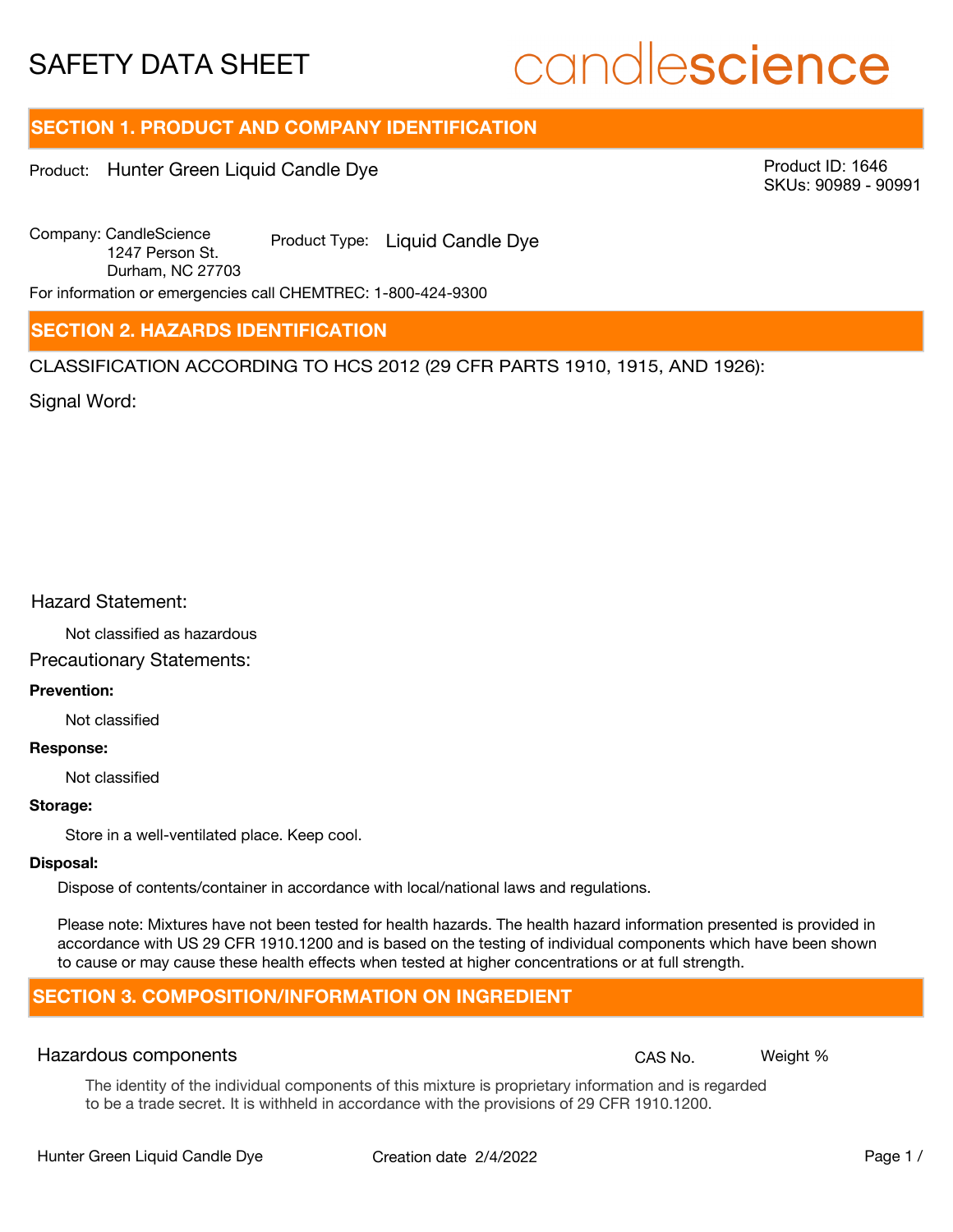# SAFETY DATA SHEET

candlescience

## SECTION 1. PRODUCT AND COMPANY IDENTIFICATION

Product: Hunter Green Liquid Candle Dye

Product ID: 1646
SKUs: 90989 - 90991

Company: CandleScience
1247 Person St.
Durham, NC 27703

Product Type: Liquid Candle Dye

For information or emergencies call CHEMTREC: 1-800-424-9300

## SECTION 2. HAZARDS IDENTIFICATION

CLASSIFICATION ACCORDING TO HCS 2012 (29 CFR PARTS 1910, 1915, AND 1926):

Signal Word:

Hazard Statement:

Not classified as hazardous

Precautionary Statements:

**Prevention:**

Not classified

**Response:**

Not classified

**Storage:**

Store in a well-ventilated place. Keep cool.

**Disposal:**

Dispose of contents/container in accordance with local/national laws and regulations.

Please note: Mixtures have not been tested for health hazards. The health hazard information presented is provided in accordance with US 29 CFR 1910.1200 and is based on the testing of individual components which have been shown to cause or may cause these health effects when tested at higher concentrations or at full strength.

## SECTION 3. COMPOSITION/INFORMATION ON INGREDIENT

| Hazardous components | CAS No. | Weight % |
|---|---|---|

The identity of the individual components of this mixture is proprietary information and is regarded to be a trade secret. It is withheld in accordance with the provisions of 29 CFR 1910.1200.

Hunter Green Liquid Candle Dye — Creation date 2/4/2022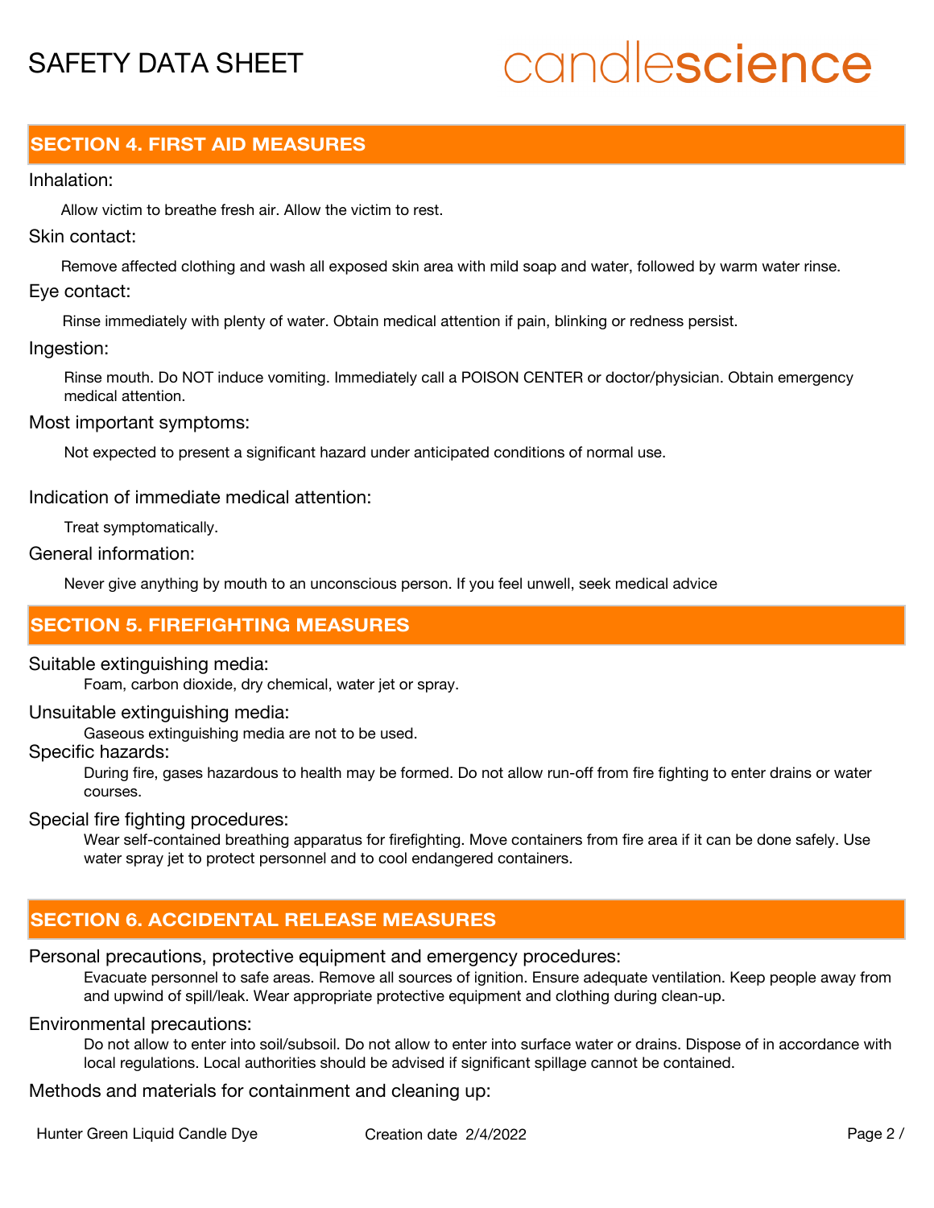## SECTION 4. FIRST AID MEASURES

Inhalation:

Allow victim to breathe fresh air. Allow the victim to rest.

Skin contact:

Remove affected clothing and wash all exposed skin area with mild soap and water, followed by warm water rinse.

Eye contact:

Rinse immediately with plenty of water. Obtain medical attention if pain, blinking or redness persist.

Ingestion:

Rinse mouth. Do NOT induce vomiting. Immediately call a POISON CENTER or doctor/physician. Obtain emergency medical attention.

Most important symptoms:

Not expected to present a significant hazard under anticipated conditions of normal use.

Indication of immediate medical attention:

Treat symptomatically.

General information:

Never give anything by mouth to an unconscious person. If you feel unwell, seek medical advice

## SECTION 5. FIREFIGHTING MEASURES

Suitable extinguishing media:

Foam, carbon dioxide, dry chemical, water jet or spray.

Unsuitable extinguishing media:

Gaseous extinguishing media are not to be used.

Specific hazards:

During fire, gases hazardous to health may be formed. Do not allow run-off from fire fighting to enter drains or water courses.

Special fire fighting procedures:

Wear self-contained breathing apparatus for firefighting. Move containers from fire area if it can be done safely. Use water spray jet to protect personnel and to cool endangered containers.

## SECTION 6. ACCIDENTAL RELEASE MEASURES

Personal precautions, protective equipment and emergency procedures:

Evacuate personnel to safe areas. Remove all sources of ignition. Ensure adequate ventilation. Keep people away from and upwind of spill/leak. Wear appropriate protective equipment and clothing during clean-up.

Environmental precautions:

Do not allow to enter into soil/subsoil. Do not allow to enter into surface water or drains. Dispose of in accordance with local regulations. Local authorities should be advised if significant spillage cannot be contained.

Methods and materials for containment and cleaning up: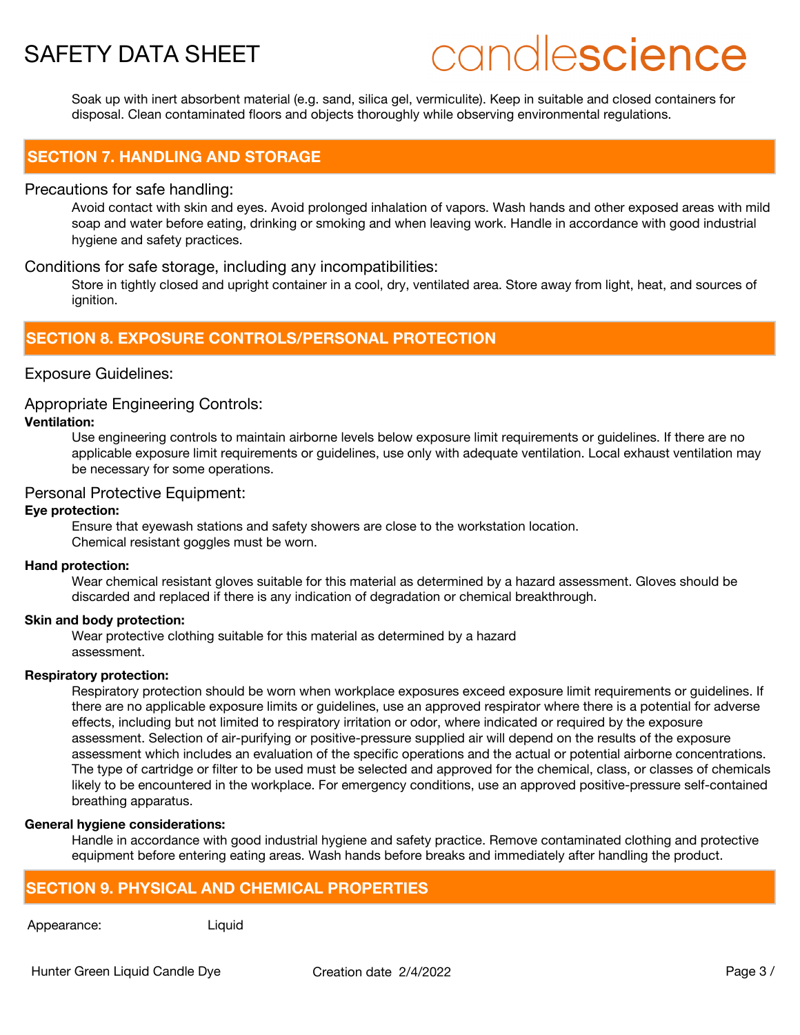Soak up with inert absorbent material (e.g. sand, silica gel, vermiculite). Keep in suitable and closed containers for disposal. Clean contaminated floors and objects thoroughly while observing environmental regulations.

## SECTION 7. HANDLING AND STORAGE

### Precautions for safe handling:

Avoid contact with skin and eyes. Avoid prolonged inhalation of vapors. Wash hands and other exposed areas with mild soap and water before eating, drinking or smoking and when leaving work. Handle in accordance with good industrial hygiene and safety practices.

### Conditions for safe storage, including any incompatibilities:

Store in tightly closed and upright container in a cool, dry, ventilated area. Store away from light, heat, and sources of ignition.

## SECTION 8. EXPOSURE CONTROLS/PERSONAL PROTECTION

### Exposure Guidelines:

### Appropriate Engineering Controls:

**Ventilation:**

Use engineering controls to maintain airborne levels below exposure limit requirements or guidelines. If there are no applicable exposure limit requirements or guidelines, use only with adequate ventilation. Local exhaust ventilation may be necessary for some operations.

### Personal Protective Equipment:

**Eye protection:**

Ensure that eyewash stations and safety showers are close to the workstation location.
Chemical resistant goggles must be worn.

**Hand protection:**

Wear chemical resistant gloves suitable for this material as determined by a hazard assessment. Gloves should be discarded and replaced if there is any indication of degradation or chemical breakthrough.

**Skin and body protection:**

Wear protective clothing suitable for this material as determined by a hazard assessment.

**Respiratory protection:**

Respiratory protection should be worn when workplace exposures exceed exposure limit requirements or guidelines. If there are no applicable exposure limits or guidelines, use an approved respirator where there is a potential for adverse effects, including but not limited to respiratory irritation or odor, where indicated or required by the exposure assessment. Selection of air-purifying or positive-pressure supplied air will depend on the results of the exposure assessment which includes an evaluation of the specific operations and the actual or potential airborne concentrations. The type of cartridge or filter to be used must be selected and approved for the chemical, class, or classes of chemicals likely to be encountered in the workplace. For emergency conditions, use an approved positive-pressure self-contained breathing apparatus.

**General hygiene considerations:**

Handle in accordance with good industrial hygiene and safety practice. Remove contaminated clothing and protective equipment before entering eating areas. Wash hands before breaks and immediately after handling the product.

## SECTION 9. PHYSICAL AND CHEMICAL PROPERTIES

| Appearance: | Liquid |
|---|---|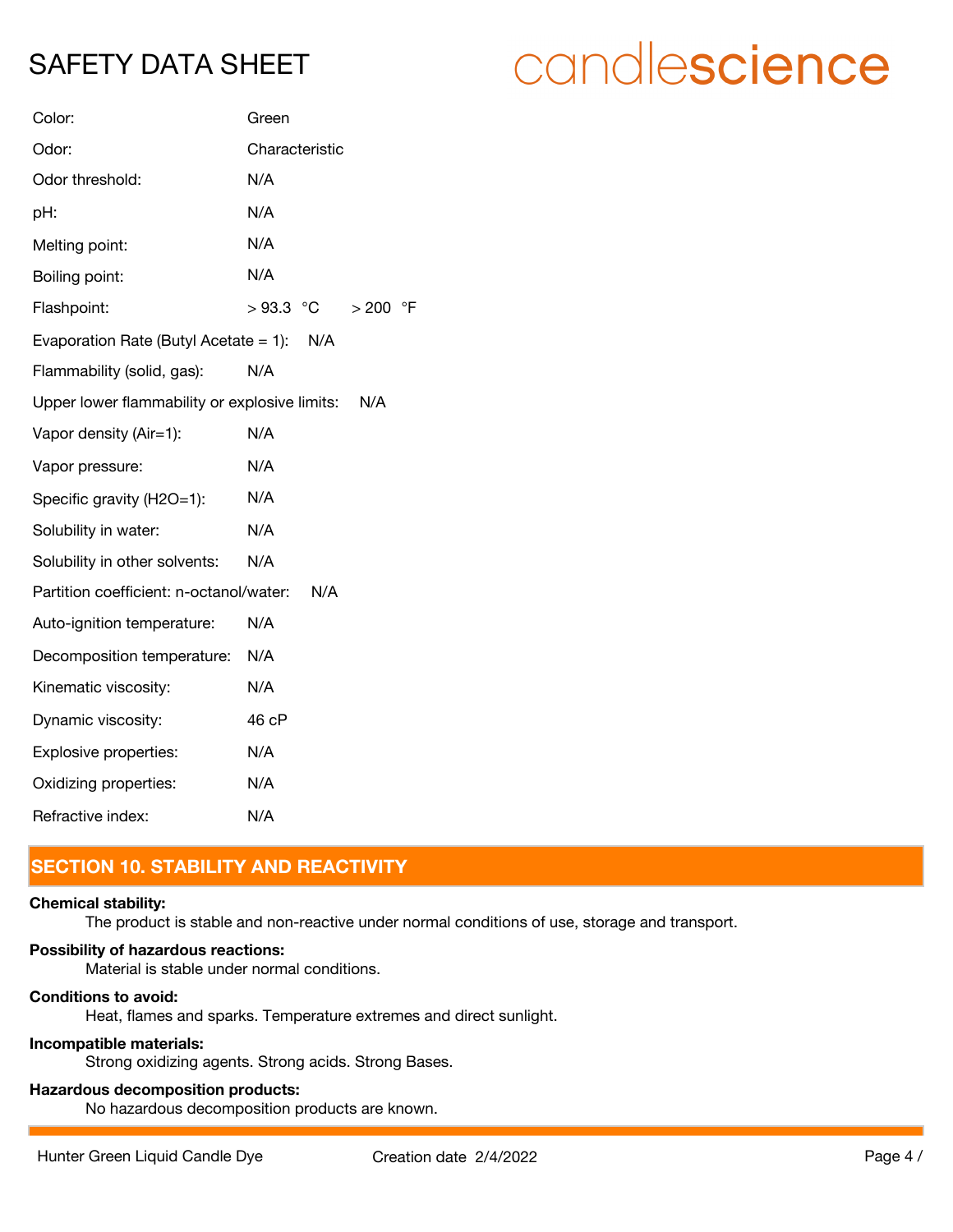| | |
|---|---|
| Color: | Green |
| Odor: | Characteristic |
| Odor threshold: | N/A |
| pH: | N/A |
| Melting point: | N/A |
| Boiling point: | N/A |
| Flashpoint: | > 93.3 °C > 200 °F |
| Evaporation Rate (Butyl Acetate = 1): | N/A |
| Flammability (solid, gas): | N/A |
| Upper lower flammability or explosive limits: | N/A |
| Vapor density (Air=1): | N/A |
| Vapor pressure: | N/A |
| Specific gravity (H2O=1): | N/A |
| Solubility in water: | N/A |
| Solubility in other solvents: | N/A |
| Partition coefficient: n-octanol/water: | N/A |
| Auto-ignition temperature: | N/A |
| Decomposition temperature: | N/A |
| Kinematic viscosity: | N/A |
| Dynamic viscosity: | 46 cP |
| Explosive properties: | N/A |
| Oxidizing properties: | N/A |
| Refractive index: | N/A |

## SECTION 10. STABILITY AND REACTIVITY

**Chemical stability:**

The product is stable and non-reactive under normal conditions of use, storage and transport.

**Possibility of hazardous reactions:**

Material is stable under normal conditions.

**Conditions to avoid:**

Heat, flames and sparks. Temperature extremes and direct sunlight.

**Incompatible materials:**

Strong oxidizing agents. Strong acids. Strong Bases.

**Hazardous decomposition products:**

No hazardous decomposition products are known.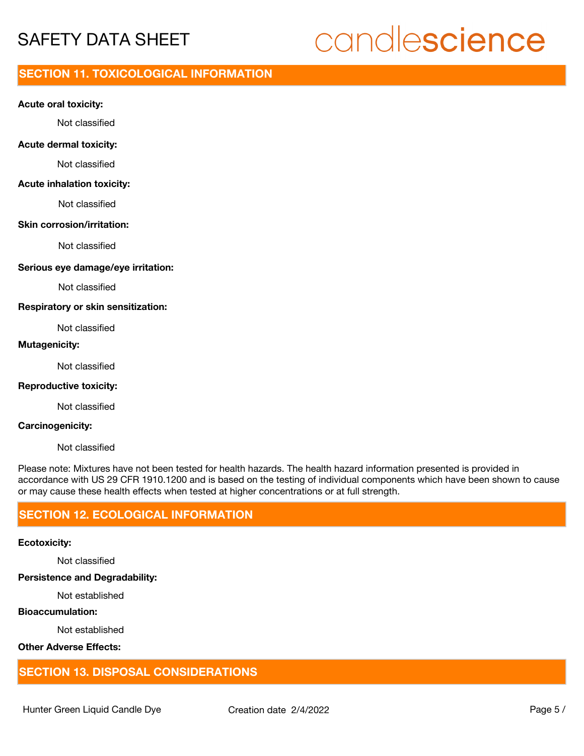## SECTION 11. TOXICOLOGICAL INFORMATION

**Acute oral toxicity:**

Not classified

**Acute dermal toxicity:**

Not classified

**Acute inhalation toxicity:**

Not classified

**Skin corrosion/irritation:**

Not classified

**Serious eye damage/eye irritation:**

Not classified

**Respiratory or skin sensitization:**

Not classified

**Mutagenicity:**

Not classified

**Reproductive toxicity:**

Not classified

**Carcinogenicity:**

Not classified

Please note: Mixtures have not been tested for health hazards. The health hazard information presented is provided in accordance with US 29 CFR 1910.1200 and is based on the testing of individual components which have been shown to cause or may cause these health effects when tested at higher concentrations or at full strength.

## SECTION 12. ECOLOGICAL INFORMATION

**Ecotoxicity:**

Not classified

**Persistence and Degradability:**

Not established

**Bioaccumulation:**

Not established

**Other Adverse Effects:**

## SECTION 13. DISPOSAL CONSIDERATIONS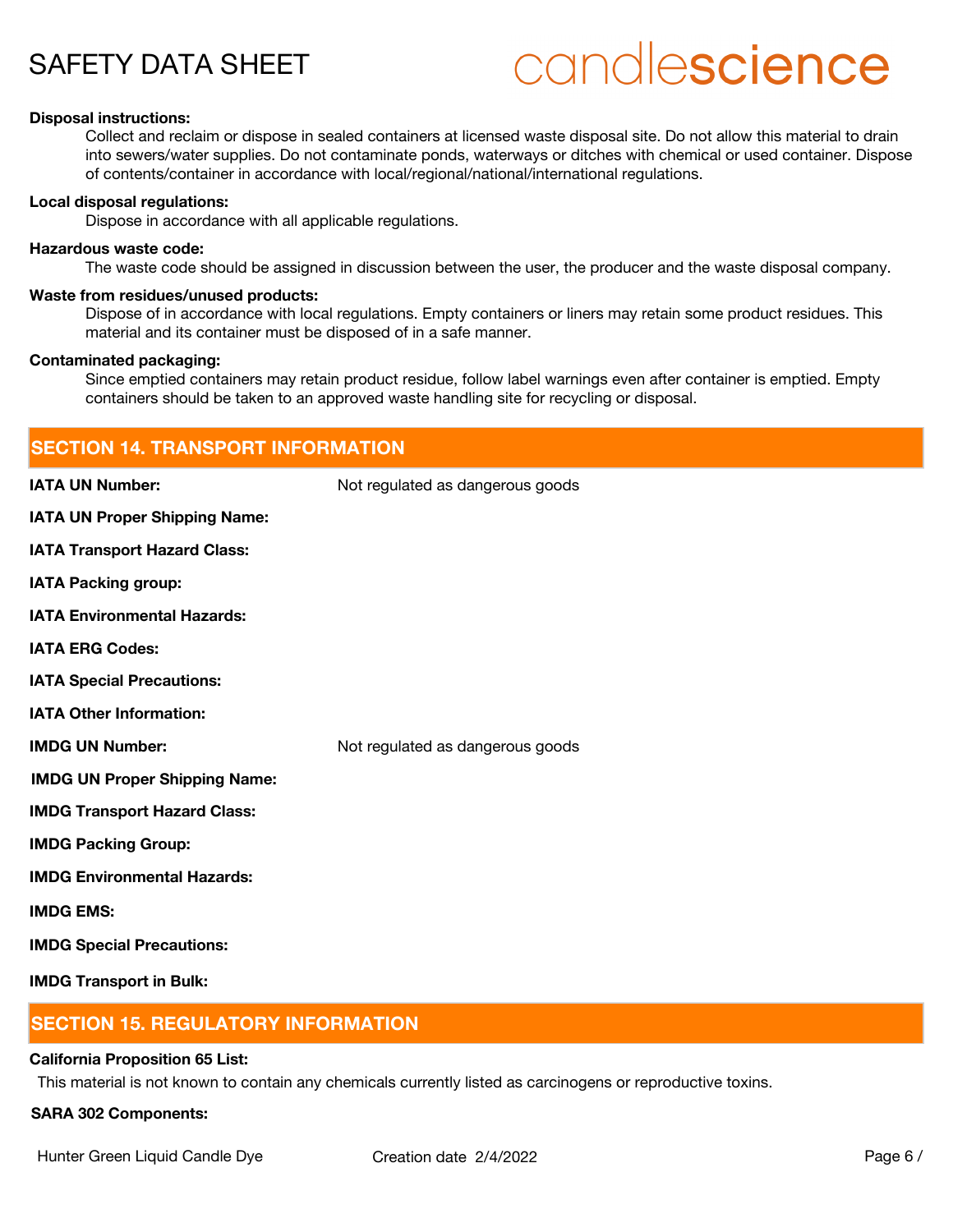**Disposal instructions:**

Collect and reclaim or dispose in sealed containers at licensed waste disposal site. Do not allow this material to drain into sewers/water supplies. Do not contaminate ponds, waterways or ditches with chemical or used container. Dispose of contents/container in accordance with local/regional/national/international regulations.

**Local disposal regulations:**

Dispose in accordance with all applicable regulations.

**Hazardous waste code:**

The waste code should be assigned in discussion between the user, the producer and the waste disposal company.

**Waste from residues/unused products:**

Dispose of in accordance with local regulations. Empty containers or liners may retain some product residues. This material and its container must be disposed of in a safe manner.

**Contaminated packaging:**

Since emptied containers may retain product residue, follow label warnings even after container is emptied. Empty containers should be taken to an approved waste handling site for recycling or disposal.

## SECTION 14. TRANSPORT INFORMATION

**IATA UN Number:** Not regulated as dangerous goods

**IATA UN Proper Shipping Name:**

**IATA Transport Hazard Class:**

**IATA Packing group:**

**IATA Environmental Hazards:**

**IATA ERG Codes:**

**IATA Special Precautions:**

**IATA Other Information:**

**IMDG UN Number:** Not regulated as dangerous goods

**IMDG UN Proper Shipping Name:**

**IMDG Transport Hazard Class:**

**IMDG Packing Group:**

**IMDG Environmental Hazards:**

**IMDG EMS:**

**IMDG Special Precautions:**

**IMDG Transport in Bulk:**

## SECTION 15. REGULATORY INFORMATION

**California Proposition 65 List:**

This material is not known to contain any chemicals currently listed as carcinogens or reproductive toxins.

**SARA 302 Components:**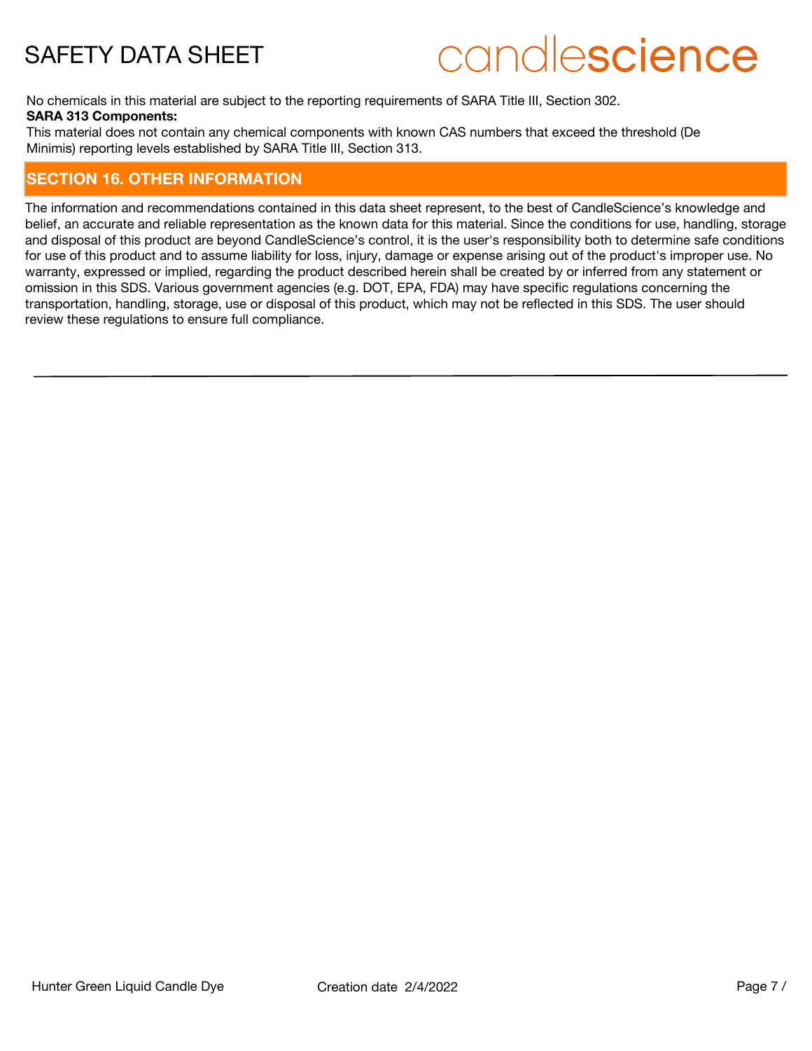No chemicals in this material are subject to the reporting requirements of SARA Title III, Section 302.

**SARA 313 Components:**

This material does not contain any chemical components with known CAS numbers that exceed the threshold (De Minimis) reporting levels established by SARA Title III, Section 313.

## SECTION 16. OTHER INFORMATION

The information and recommendations contained in this data sheet represent, to the best of CandleScience's knowledge and belief, an accurate and reliable representation as the known data for this material. Since the conditions for use, handling, storage and disposal of this product are beyond CandleScience's control, it is the user's responsibility both to determine safe conditions for use of this product and to assume liability for loss, injury, damage or expense arising out of the product's improper use. No warranty, expressed or implied, regarding the product described herein shall be created by or inferred from any statement or omission in this SDS. Various government agencies (e.g. DOT, EPA, FDA) may have specific regulations concerning the transportation, handling, storage, use or disposal of this product, which may not be reflected in this SDS. The user should review these regulations to ensure full compliance.

---